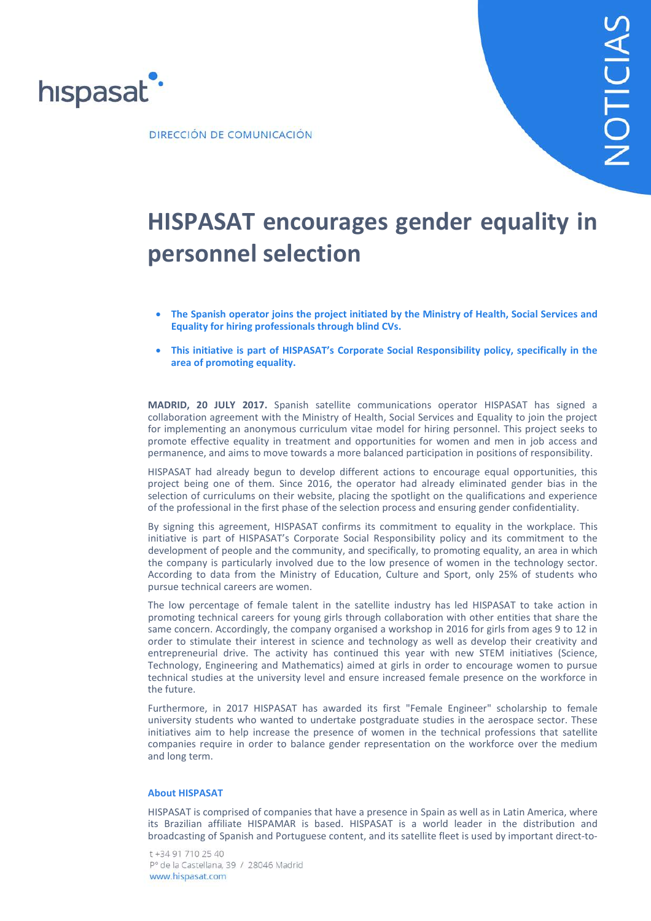hispasat

DIRECCIÓN DE COMUNICACIÓN

NOTICIAS

# HISPASAT encourages gender equality in personnel selection

- **The Spanish operator joins the project initiated by the Ministry of Health, Social Services and Equality for hiring professionals through blind CVs.**
- **This initiative is part of HISPASAT's Corporate Social Responsibility policy, specifically in the area of promoting equality.**

**MADRID, 20 JULY 2017.** Spanish satellite communications operator HISPASAT has signed a collaboration agreement with the Ministry of Health, Social Services and Equality to join the project for implementing an anonymous curriculum vitae model for hiring personnel. This project seeks to promote effective equality in treatment and opportunities for women and men in job access and permanence, and aims to move towards a more balanced participation in positions of responsibility.

HISPASAT had already begun to develop different actions to encourage equal opportunities, this project being one of them. Since 2016, the operator had already eliminated gender bias in the selection of curriculums on their website, placing the spotlight on the qualifications and experience of the professional in the first phase of the selection process and ensuring gender confidentiality.

By signing this agreement, HISPASAT confirms its commitment to equality in the workplace. This initiative is part of HISPASAT's Corporate Social Responsibility policy and its commitment to the development of people and the community, and specifically, to promoting equality, an area in which the company is particularly involved due to the low presence of women in the technology sector. According to data from the Ministry of Education, Culture and Sport, only 25% of students who pursue technical careers are women.

The low percentage of female talent in the satellite industry has led HISPASAT to take action in promoting technical careers for young girls through collaboration with other entities that share the same concern. Accordingly, the company organised a workshop in 2016 for girls from ages 9 to 12 in order to stimulate their interest in science and technology as well as develop their creativity and entrepreneurial drive. The activity has continued this year with new STEM initiatives (Science, Technology, Engineering and Mathematics) aimed at girls in order to encourage women to pursue technical studies at the university level and ensure increased female presence on the workforce in the future.

Furthermore, in 2017 HISPASAT has awarded its first "Female Engineer" scholarship to female university students who wanted to undertake postgraduate studies in the aerospace sector. These initiatives aim to help increase the presence of women in the technical professions that satellite companies require in order to balance gender representation on the workforce over the medium and long term.

### About HISPASAT

HISPASAT is comprised of companies that have a presence in Spain as well as in Latin America, where its Brazilian affiliate HISPAMAR is based. HISPASAT is a world leader in the distribution and broadcasting of Spanish and Portuguese content, and its satellite fleet is used by important direct-to-

t +34 91 710 25 40
Pº de la Castellana, 39 / 28046 Madrid
www.hispasat.com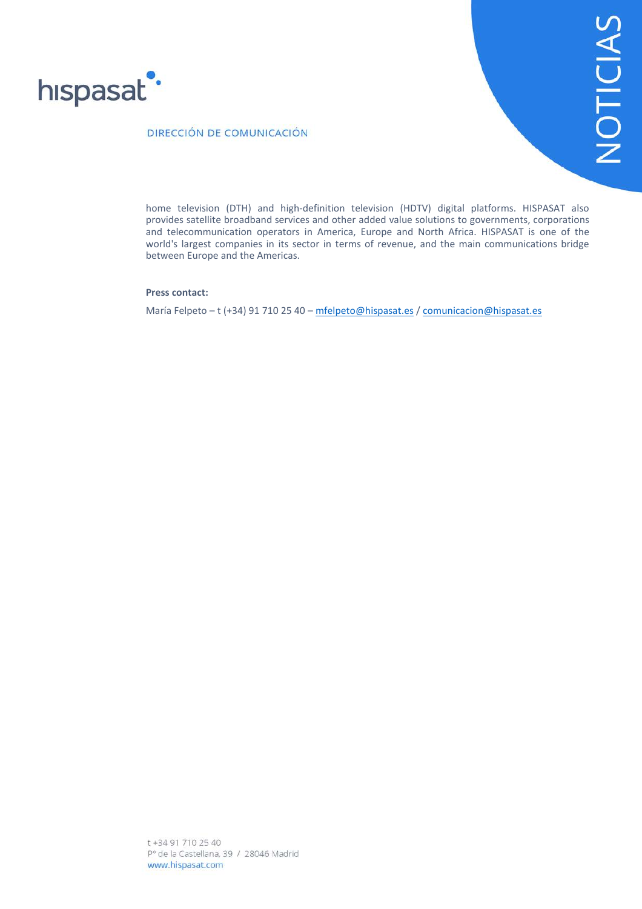home television (DTH) and high-definition television (HDTV) digital platforms. HISPASAT also provides satellite broadband services and other added value solutions to governments, corporations and telecommunication operators in America, Europe and North Africa. HISPASAT is one of the world's largest companies in its sector in terms of revenue, and the main communications bridge between Europe and the Americas.

**Press contact:**

María Felpeto – t (+34) 91 710 25 40 – mfelpeto@hispasat.es / comunicacion@hispasat.es